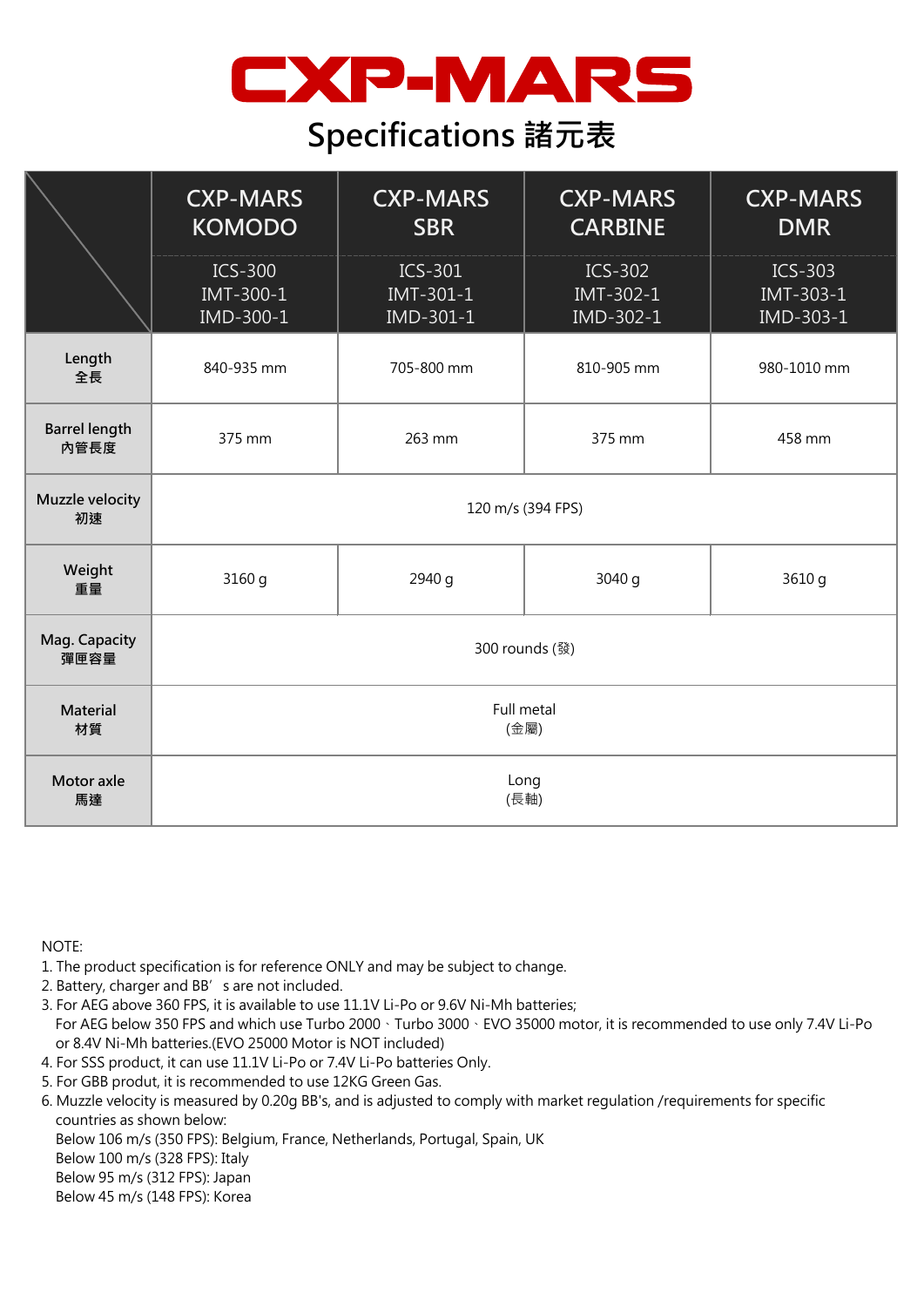# CXP-MARS

## Specifications 諸元表

| | CXP-MARS KOMODO<br>ICS-300<br>IMT-300-1<br>IMD-300-1 | CXP-MARS SBR<br>ICS-301<br>IMT-301-1<br>IMD-301-1 | CXP-MARS CARBINE<br>ICS-302<br>IMT-302-1<br>IMD-302-1 | CXP-MARS DMR<br>ICS-303<br>IMT-303-1<br>IMD-303-1 |
|---|---|---|---|---|
| **Length**<br>**全長** | 840-935 mm | 705-800 mm | 810-905 mm | 980-1010 mm |
| **Barrel length**<br>**內管長度** | 375 mm | 263 mm | 375 mm | 458 mm |
| **Muzzle velocity**<br>**初速** | 120 m/s (394 FPS) | | | |
| **Weight**<br>**重量** | 3160 g | 2940 g | 3040 g | 3610 g |
| **Mag. Capacity**<br>**彈匣容量** | 300 rounds (發) | | | |
| **Material**<br>**材質** | Full metal<br>(金屬) | | | |
| **Motor axle**<br>**馬達** | Long<br>(長軸) | | | |

NOTE:
1. The product specification is for reference ONLY and may be subject to change.
2. Battery, charger and BB’ s are not included.
3. For AEG above 360 FPS, it is available to use 11.1V Li-Po or 9.6V Ni-Mh batteries;
   For AEG below 350 FPS and which use Turbo 2000、Turbo 3000、EVO 35000 motor, it is recommended to use only 7.4V Li-Po or 8.4V Ni-Mh batteries.(EVO 25000 Motor is NOT included)
4. For SSS product, it can use 11.1V Li-Po or 7.4V Li-Po batteries Only.
5. For GBB produt, it is recommended to use 12KG Green Gas.
6. Muzzle velocity is measured by 0.20g BB's, and is adjusted to comply with market regulation /requirements for specific countries as shown below:
   Below 106 m/s (350 FPS): Belgium, France, Netherlands, Portugal, Spain, UK
   Below 100 m/s (328 FPS): Italy
   Below 95 m/s (312 FPS): Japan
   Below 45 m/s (148 FPS): Korea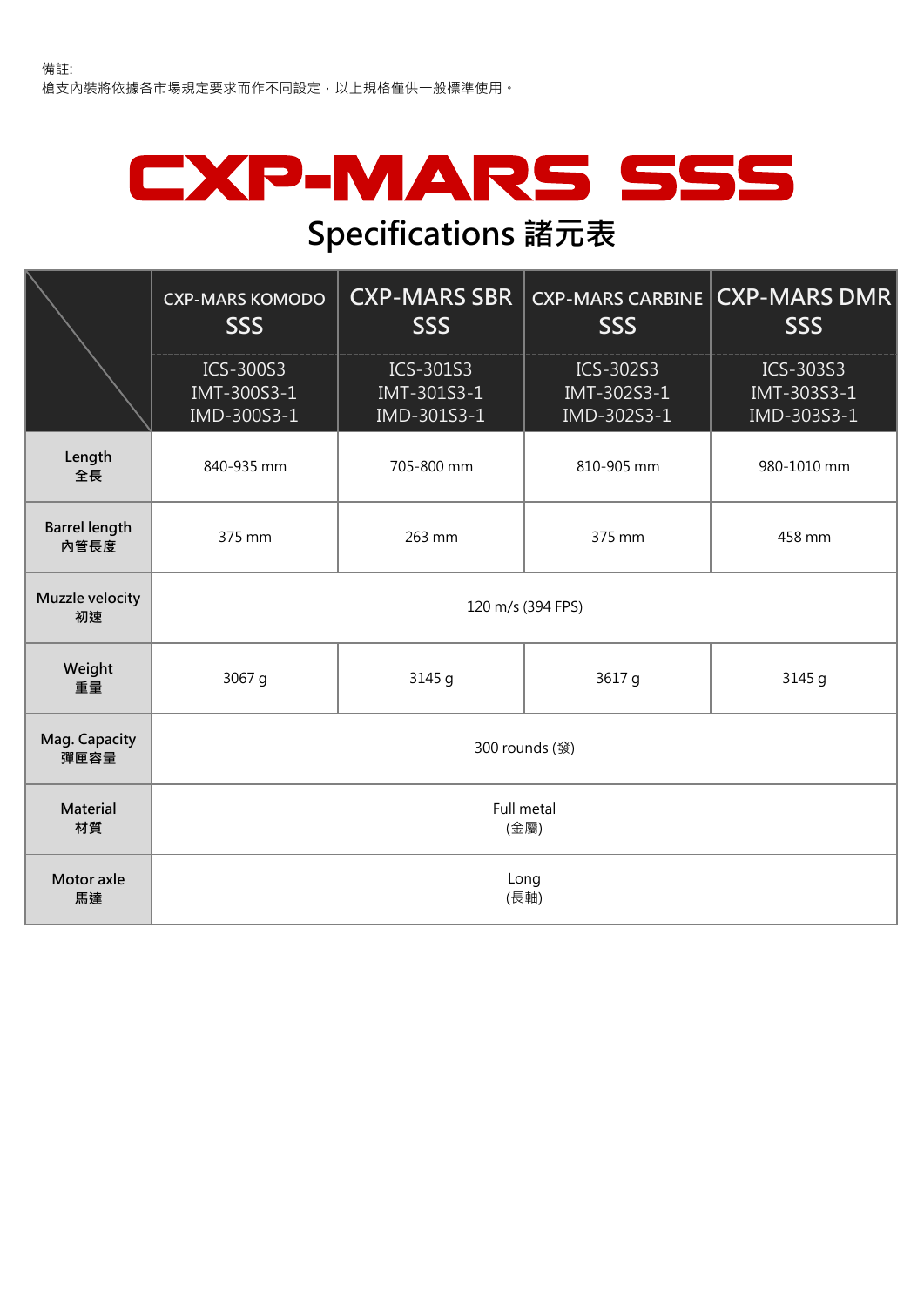備註:
槍支內裝將依據各市場規定要求而作不同設定，以上規格僅供一般標準使用。

# CXP-MARS SSS

## Specifications 諸元表

| | CXP-MARS KOMODO SSS<br>ICS-300S3<br>IMT-300S3-1<br>IMD-300S3-1 | CXP-MARS SBR SSS<br>ICS-301S3<br>IMT-301S3-1<br>IMD-301S3-1 | CXP-MARS CARBINE SSS<br>ICS-302S3<br>IMT-302S3-1<br>IMD-302S3-1 | CXP-MARS DMR SSS<br>ICS-303S3<br>IMT-303S3-1<br>IMD-303S3-1 |
|---|---|---|---|---|
| Length<br>全長 | 840-935 mm | 705-800 mm | 810-905 mm | 980-1010 mm |
| Barrel length<br>內管長度 | 375 mm | 263 mm | 375 mm | 458 mm |
| Muzzle velocity<br>初速 | 120 m/s (394 FPS) | | | |
| Weight<br>重量 | 3067 g | 3145 g | 3617 g | 3145 g |
| Mag. Capacity<br>彈匣容量 | 300 rounds (發) | | | |
| Material<br>材質 | Full metal<br>(金屬) | | | |
| Motor axle<br>馬達 | Long<br>(長軸) | | | |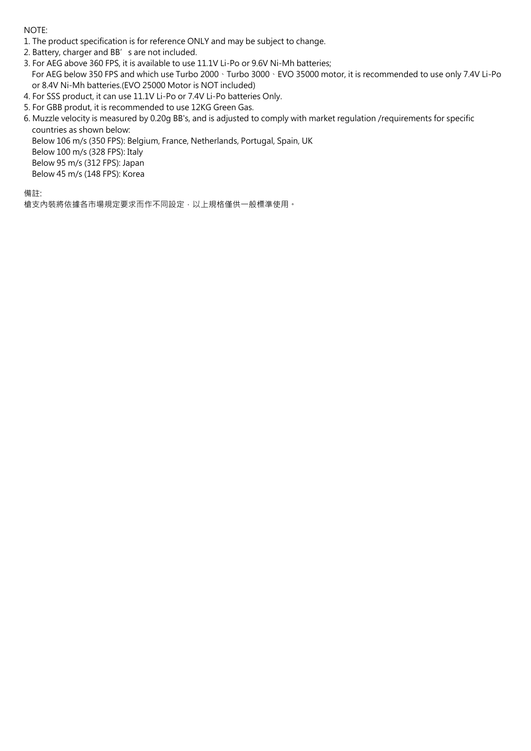NOTE:

1. The product specification is for reference ONLY and may be subject to change.
2. Battery, charger and BB’ s are not included.
3. For AEG above 360 FPS, it is available to use 11.1V Li-Po or 9.6V Ni-Mh batteries;
   For AEG below 350 FPS and which use Turbo 2000、Turbo 3000、EVO 35000 motor, it is recommended to use only 7.4V Li-Po or 8.4V Ni-Mh batteries.(EVO 25000 Motor is NOT included)
4. For SSS product, it can use 11.1V Li-Po or 7.4V Li-Po batteries Only.
5. For GBB produt, it is recommended to use 12KG Green Gas.
6. Muzzle velocity is measured by 0.20g BB's, and is adjusted to comply with market regulation /requirements for specific countries as shown below:
   Below 106 m/s (350 FPS): Belgium, France, Netherlands, Portugal, Spain, UK
   Below 100 m/s (328 FPS): Italy
   Below 95 m/s (312 FPS): Japan
   Below 45 m/s (148 FPS): Korea

備註:

槍支內裝將依據各市場規定要求而作不同設定，以上規格僅供一般標準使用。